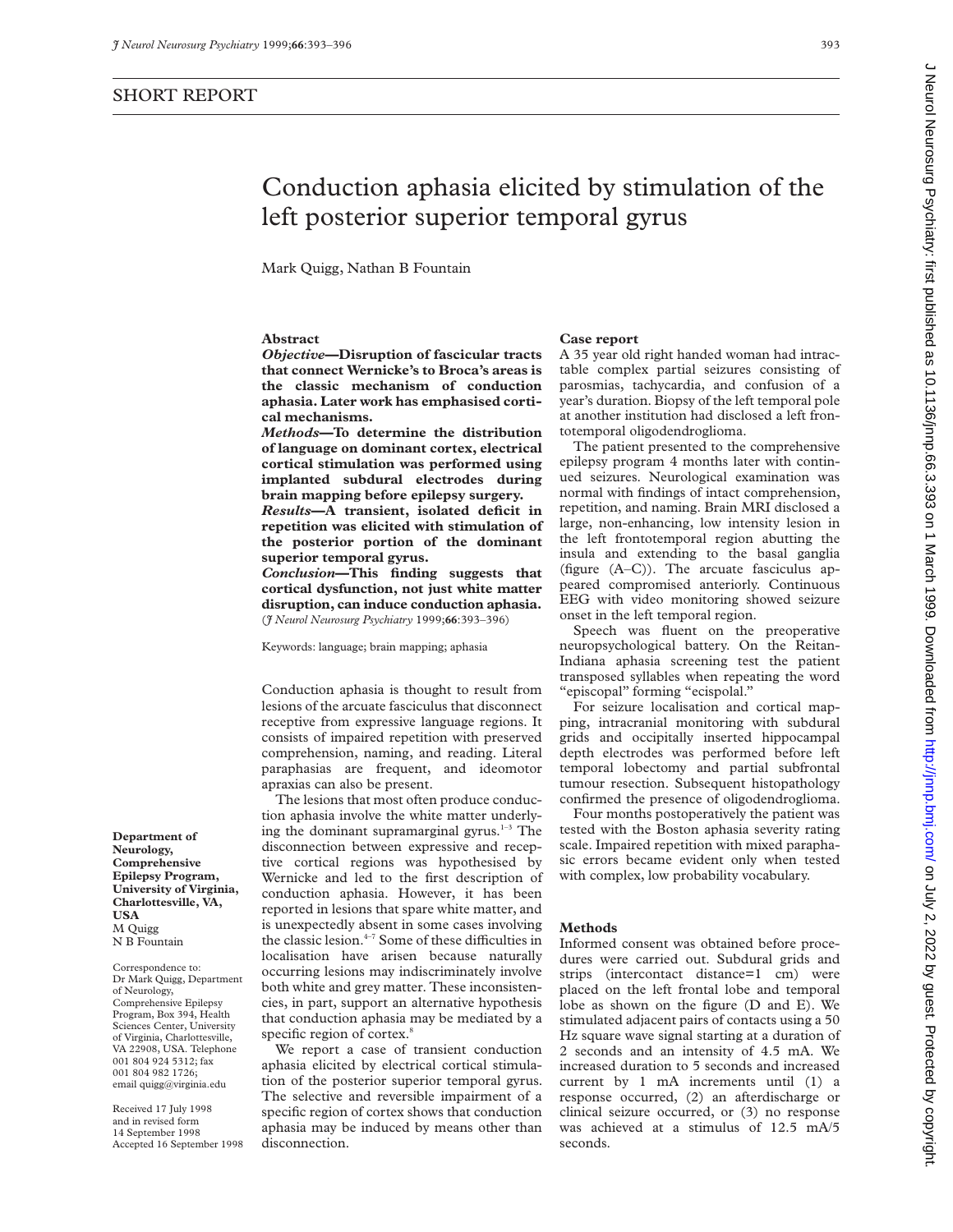SHORT REPORT

# Conduction aphasia elicited by stimulation of the left posterior superior temporal gyrus

Mark Quigg, Nathan B Fountain

## Abstract

***Objective*—Disruption of fascicular tracts that connect Wernicke's to Broca's areas is the classic mechanism of conduction aphasia. Later work has emphasised cortical mechanisms.**

***Methods*—To determine the distribution of language on dominant cortex, electrical cortical stimulation was performed using implanted subdural electrodes during brain mapping before epilepsy surgery.**

***Results*—A transient, isolated deficit in repetition was elicited with stimulation of the posterior portion of the dominant superior temporal gyrus.**

***Conclusion*—This finding suggests that cortical dysfunction, not just white matter disruption, can induce conduction aphasia.**
(*J Neurol Neurosurg Psychiatry* 1999;**66**:393–396)

Keywords: language; brain mapping; aphasia

Conduction aphasia is thought to result from lesions of the arcuate fasciculus that disconnect receptive from expressive language regions. It consists of impaired repetition with preserved comprehension, naming, and reading. Literal paraphasias are frequent, and ideomotor apraxias can also be present.

The lesions that most often produce conduction aphasia involve the white matter underlying the dominant supramarginal gyrus.[1–3] The disconnection between expressive and receptive cortical regions was hypothesised by Wernicke and led to the first description of conduction aphasia. However, it has been reported in lesions that spare white matter, and is unexpectedly absent in some cases involving the classic lesion.[4–7] Some of these difficulties in localisation have arisen because naturally occurring lesions may indiscriminately involve both white and grey matter. These inconsistencies, in part, support an alternative hypothesis that conduction aphasia may be mediated by a specific region of cortex.[8]

We report a case of transient conduction aphasia elicited by electrical cortical stimulation of the posterior superior temporal gyrus. The selective and reversible impairment of a specific region of cortex shows that conduction aphasia may be induced by means other than disconnection.

**Department of Neurology, Comprehensive Epilepsy Program, University of Virginia, Charlottesville, VA, USA**
M Quigg
N B Fountain

Correspondence to: Dr Mark Quigg, Department of Neurology, Comprehensive Epilepsy Program, Box 394, Health Sciences Center, University of Virginia, Charlottesville, VA 22908, USA. Telephone 001 804 924 5312; fax 001 804 982 1726; email quigg@virginia.edu

Received 17 July 1998 and in revised form 14 September 1998
Accepted 16 September 1998

## Case report

A 35 year old right handed woman had intractable complex partial seizures consisting of parosmias, tachycardia, and confusion of a year's duration. Biopsy of the left temporal pole at another institution had disclosed a left frontotemporal oligodendroglioma.

The patient presented to the comprehensive epilepsy program 4 months later with continued seizures. Neurological examination was normal with findings of intact comprehension, repetition, and naming. Brain MRI disclosed a large, non-enhancing, low intensity lesion in the left frontotemporal region abutting the insula and extending to the basal ganglia (figure (A–C)). The arcuate fasciculus appeared compromised anteriorly. Continuous EEG with video monitoring showed seizure onset in the left temporal region.

Speech was fluent on the preoperative neuropsychological battery. On the Reitan-Indiana aphasia screening test the patient transposed syllables when repeating the word "episcopal" forming "ecispolal."

For seizure localisation and cortical mapping, intracranial monitoring with subdural grids and occipitally inserted hippocampal depth electrodes was performed before left temporal lobectomy and partial subfrontal tumour resection. Subsequent histopathology confirmed the presence of oligodendroglioma.

Four months postoperatively the patient was tested with the Boston aphasia severity rating scale. Impaired repetition with mixed paraphasic errors became evident only when tested with complex, low probability vocabulary.

## Methods

Informed consent was obtained before procedures were carried out. Subdural grids and strips (intercontact distance=1 cm) were placed on the left frontal lobe and temporal lobe as shown on the figure (D and E). We stimulated adjacent pairs of contacts using a 50 Hz square wave signal starting at a duration of 2 seconds and an intensity of 4.5 mA. We increased duration to 5 seconds and increased current by 1 mA increments until (1) a response occurred, (2) an afterdischarge or clinical seizure occurred, or (3) no response was achieved at a stimulus of 12.5 mA/5 seconds.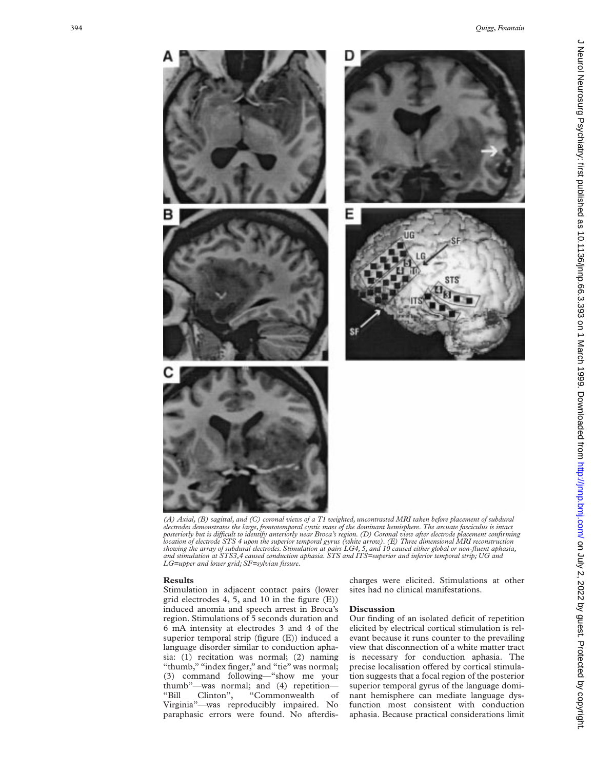(A) Axial, (B) sagittal, and (C) coronal views of a T1 weighted, uncontrasted MRI taken before placement of subdural electrodes demonstrates the large, frontotemporal cystic mass of the dominant hemisphere. The arcuate fasciculus is intact posteriorly but is difficult to identify anteriorly near Broca's region. (D) Coronal view after electrode placement confirming location of electrode STS 4 upon the superior temporal gyrus (white arrow). (E) Three dimensional MRI reconstruction showing the array of subdural electrodes. Stimulation at pairs LG4, 5, and 10 caused either global or non-fluent aphasia, and stimulation at STS3,4 caused conduction aphasia. STS and ITS=superior and inferior temporal strip; UG and LG=upper and lower grid; SF=sylvian fissure.

## Results

Stimulation in adjacent contact pairs (lower grid electrodes 4, 5, and 10 in the figure (E)) induced anomia and speech arrest in Broca's region. Stimulations of 5 seconds duration and 6 mA intensity at electrodes 3 and 4 of the superior temporal strip (figure (E)) induced a language disorder similar to conduction aphasia: (1) recitation was normal; (2) naming "thumb," "index finger," and "tie" was normal; (3) command following—"show me your thumb"—was normal; and (4) repetition—"Bill Clinton", "Commonwealth of Virginia"—was reproducibly impaired. No paraphasic errors were found. No afterdischarges were elicited. Stimulations at other sites had no clinical manifestations.

## Discussion

Our finding of an isolated deficit of repetition elicited by electrical cortical stimulation is relevant because it runs counter to the prevailing view that disconnection of a white matter tract is necessary for conduction aphasia. The precise localisation offered by cortical stimulation suggests that a focal region of the posterior superior temporal gyrus of the language dominant hemisphere can mediate language dysfunction most consistent with conduction aphasia. Because practical considerations limit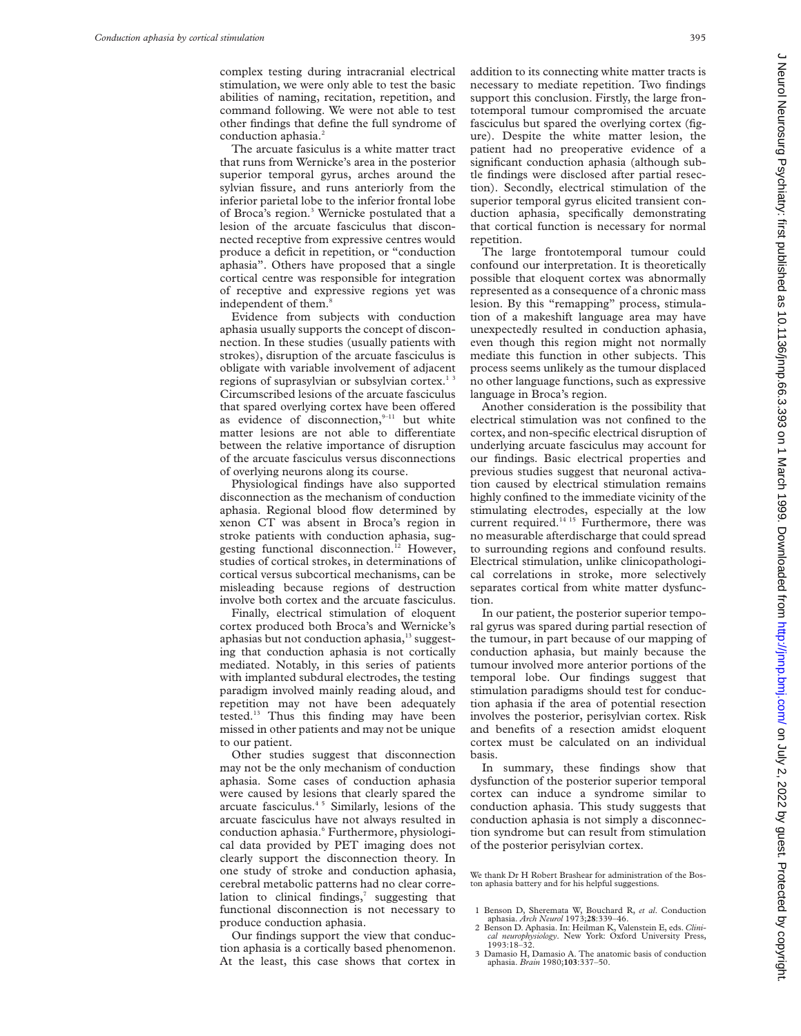complex testing during intracranial electrical stimulation, we were only able to test the basic abilities of naming, recitation, repetition, and command following. We were not able to test other findings that define the full syndrome of conduction aphasia.[2]

The arcuate fasiculus is a white matter tract that runs from Wernicke's area in the posterior superior temporal gyrus, arches around the sylvian fissure, and runs anteriorly from the inferior parietal lobe to the inferior frontal lobe of Broca's region.[3] Wernicke postulated that a lesion of the arcuate fasciculus that disconnected receptive from expressive centres would produce a deficit in repetition, or "conduction aphasia". Others have proposed that a single cortical centre was responsible for integration of receptive and expressive regions yet was independent of them.[8]

Evidence from subjects with conduction aphasia usually supports the concept of disconnection. In these studies (usually patients with strokes), disruption of the arcuate fasciculus is obligate with variable involvement of adjacent regions of suprasylvian or subsylvian cortex.[1 3] Circumscribed lesions of the arcuate fasciculus that spared overlying cortex have been offered as evidence of disconnection,[9–11] but white matter lesions are not able to differentiate between the relative importance of disruption of the arcuate fasciculus versus disconnections of overlying neurons along its course.

Physiological findings have also supported disconnection as the mechanism of conduction aphasia. Regional blood flow determined by xenon CT was absent in Broca's region in stroke patients with conduction aphasia, suggesting functional disconnection.[12] However, studies of cortical strokes, in determinations of cortical versus subcortical mechanisms, can be misleading because regions of destruction involve both cortex and the arcuate fasciculus.

Finally, electrical stimulation of eloquent cortex produced both Broca's and Wernicke's aphasias but not conduction aphasia,[13] suggesting that conduction aphasia is not cortically mediated. Notably, in this series of patients with implanted subdural electrodes, the testing paradigm involved mainly reading aloud, and repetition may not have been adequately tested.[13] Thus this finding may have been missed in other patients and may not be unique to our patient.

Other studies suggest that disconnection may not be the only mechanism of conduction aphasia. Some cases of conduction aphasia were caused by lesions that clearly spared the arcuate fasciculus.[4 5] Similarly, lesions of the arcuate fasciculus have not always resulted in conduction aphasia.[6] Furthermore, physiological data provided by PET imaging does not clearly support the disconnection theory. In one study of stroke and conduction aphasia, cerebral metabolic patterns had no clear correlation to clinical findings,[7] suggesting that functional disconnection is not necessary to produce conduction aphasia.

Our findings support the view that conduction aphasia is a cortically based phenomenon. At the least, this case shows that cortex in addition to its connecting white matter tracts is necessary to mediate repetition. Two findings support this conclusion. Firstly, the large frontotemporal tumour compromised the arcuate fasciculus but spared the overlying cortex (figure). Despite the white matter lesion, the patient had no preoperative evidence of a significant conduction aphasia (although subtle findings were disclosed after partial resection). Secondly, electrical stimulation of the superior temporal gyrus elicited transient conduction aphasia, specifically demonstrating that cortical function is necessary for normal repetition.

The large frontotemporal tumour could confound our interpretation. It is theoretically possible that eloquent cortex was abnormally represented as a consequence of a chronic mass lesion. By this "remapping" process, stimulation of a makeshift language area may have unexpectedly resulted in conduction aphasia, even though this region might not normally mediate this function in other subjects. This process seems unlikely as the tumour displaced no other language functions, such as expressive language in Broca's region.

Another consideration is the possibility that electrical stimulation was not confined to the cortex, and non-specific electrical disruption of underlying arcuate fasciculus may account for our findings. Basic electrical properties and previous studies suggest that neuronal activation caused by electrical stimulation remains highly confined to the immediate vicinity of the stimulating electrodes, especially at the low current required.[14 15] Furthermore, there was no measurable afterdischarge that could spread to surrounding regions and confound results. Electrical stimulation, unlike clinicopathological correlations in stroke, more selectively separates cortical from white matter dysfunction.

In our patient, the posterior superior temporal gyrus was spared during partial resection of the tumour, in part because of our mapping of conduction aphasia, but mainly because the tumour involved more anterior portions of the temporal lobe. Our findings suggest that stimulation paradigms should test for conduction aphasia if the area of potential resection involves the posterior, perisylvian cortex. Risk and benefits of a resection amidst eloquent cortex must be calculated on an individual basis.

In summary, these findings show that dysfunction of the posterior superior temporal cortex can induce a syndrome similar to conduction aphasia. This study suggests that conduction aphasia is not simply a disconnection syndrome but can result from stimulation of the posterior perisylvian cortex.

We thank Dr H Robert Brashear for administration of the Boston aphasia battery and for his helpful suggestions.

1 Benson D, Sheremata W, Bouchard R, *et al*. Conduction aphasia. *Arch Neurol* 1973;**28**:339–46.
2 Benson D. Aphasia. In: Heilman K, Valenstein E, eds. *Clinical neurophysiology*. New York: Oxford University Press, 1993:18–32.
3 Damasio H, Damasio A. The anatomic basis of conduction aphasia. *Brain* 1980;**103**:337–50.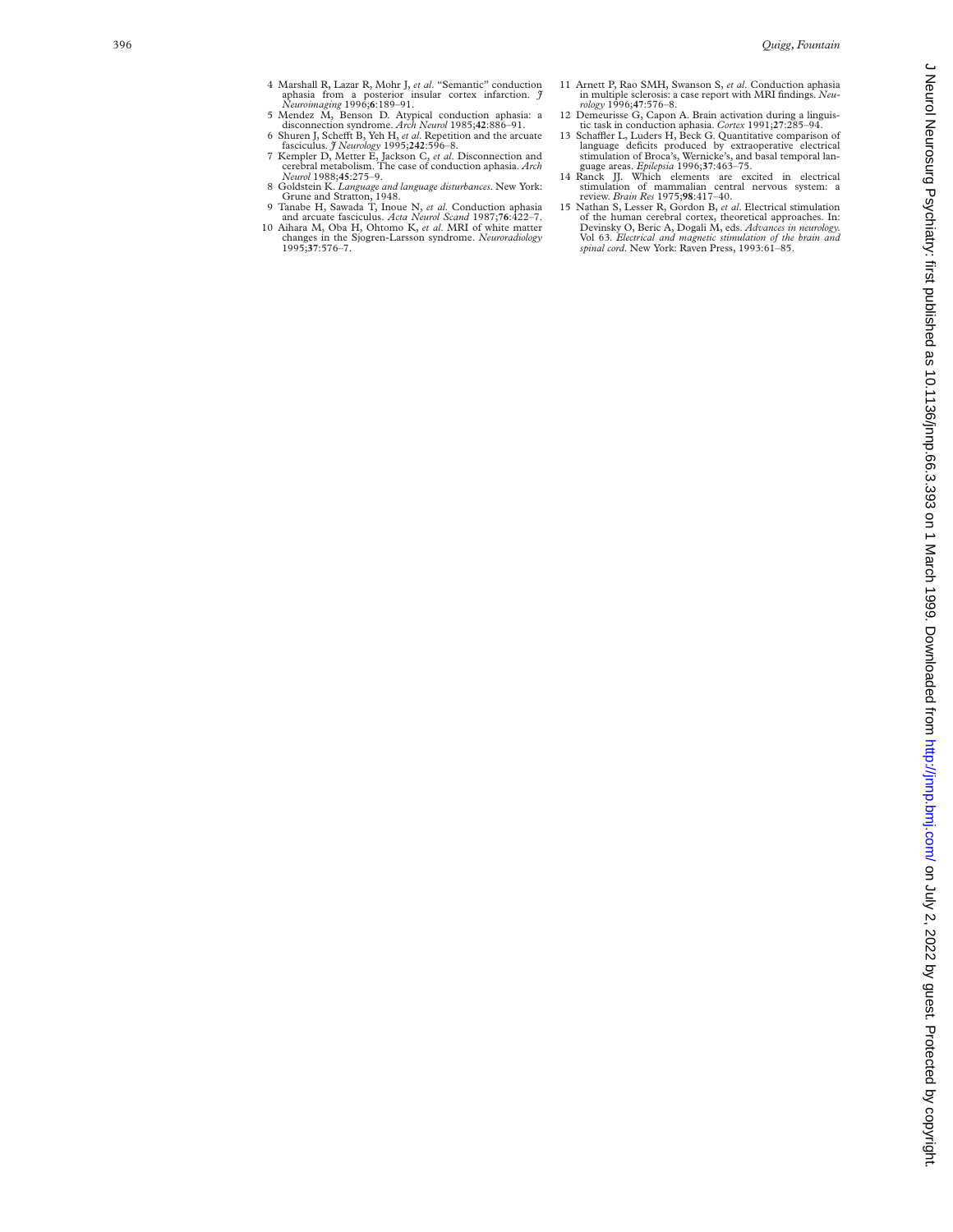4 Marshall R, Lazar R, Mohr J, *et al*. "Semantic" conduction aphasia from a posterior insular cortex infarction. *J Neuroimaging* 1996;**6**:189–91.

5 Mendez M, Benson D. Atypical conduction aphasia: a disconnection syndrome. *Arch Neurol* 1985;**42**:886–91.

6 Shuren J, Schefft B, Yeh H, *et al*. Repetition and the arcuate fasciculus. *J Neurology* 1995;**242**:596–8.

7 Kempler D, Metter E, Jackson C, *et al*. Disconnection and cerebral metabolism. The case of conduction aphasia. *Arch Neurol* 1988;**45**:275–9.

8 Goldstein K. *Language and language disturbances*. New York: Grune and Stratton, 1948.

9 Tanabe H, Sawada T, Inoue N, *et al*. Conduction aphasia and arcuate fasciculus. *Acta Neurol Scand* 1987;**76**:422–7.

10 Aihara M, Oba H, Ohtomo K, *et al*. MRI of white matter changes in the Sjogren-Larsson syndrome. *Neuroradiology* 1995;**37**:576–7.

11 Arnett P, Rao SMH, Swanson S, *et al*. Conduction aphasia in multiple sclerosis: a case report with MRI findings. *Neurology* 1996;**47**:576–8.

12 Demeurisse G, Capon A. Brain activation during a linguistic task in conduction aphasia. *Cortex* 1991;**27**:285–94.

13 Schaffler L, Luders H, Beck G. Quantitative comparison of language deficits produced by extraoperative electrical stimulation of Broca's, Wernicke's, and basal temporal language areas. *Epilepsia* 1996;**37**:463–75.

14 Ranck JJ. Which elements are excited in electrical stimulation of mammalian central nervous system: a review. *Brain Res* 1975;**98**:417–40.

15 Nathan S, Lesser R, Gordon B, *et al*. Electrical stimulation of the human cerebral cortex, theoretical approaches. In: Devinsky O, Beric A, Dogali M, eds. *Advances in neurology.* Vol 63. *Electrical and magnetic stimulation of the brain and spinal cord*. New York: Raven Press, 1993:61–85.